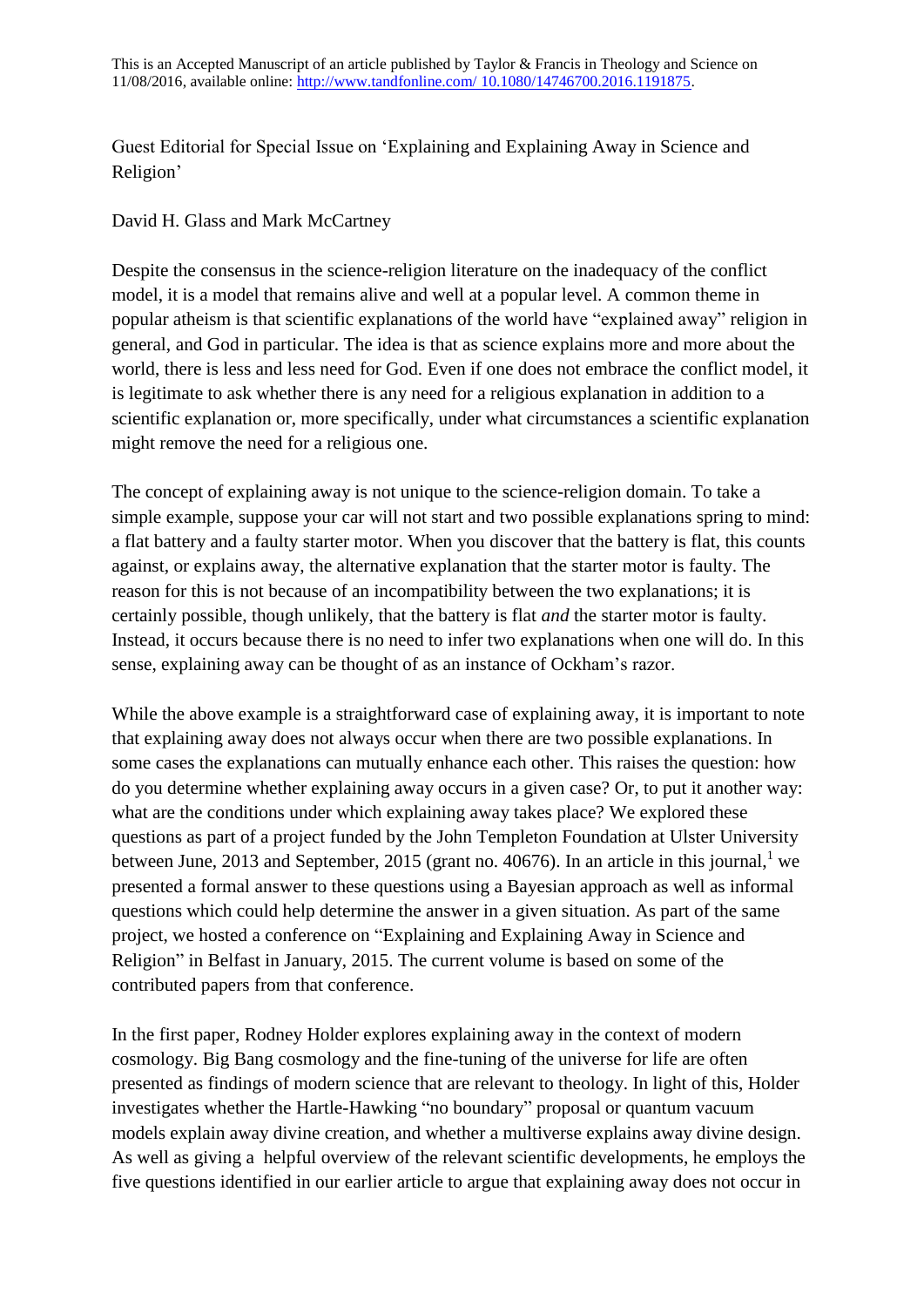This is an Accepted Manuscript of an article published by Taylor & Francis in Theology and Science on 11/08/2016, available online: http://www.tandfonline.com/ 10.1080/14746700.2016.1191875.

# Guest Editorial for Special Issue on 'Explaining and Explaining Away in Science and Religion'

David H. Glass and Mark McCartney

Despite the consensus in the science-religion literature on the inadequacy of the conflict model, it is a model that remains alive and well at a popular level. A common theme in popular atheism is that scientific explanations of the world have "explained away" religion in general, and God in particular. The idea is that as science explains more and more about the world, there is less and less need for God. Even if one does not embrace the conflict model, it is legitimate to ask whether there is any need for a religious explanation in addition to a scientific explanation or, more specifically, under what circumstances a scientific explanation might remove the need for a religious one.

The concept of explaining away is not unique to the science-religion domain. To take a simple example, suppose your car will not start and two possible explanations spring to mind: a flat battery and a faulty starter motor. When you discover that the battery is flat, this counts against, or explains away, the alternative explanation that the starter motor is faulty. The reason for this is not because of an incompatibility between the two explanations; it is certainly possible, though unlikely, that the battery is flat *and* the starter motor is faulty. Instead, it occurs because there is no need to infer two explanations when one will do. In this sense, explaining away can be thought of as an instance of Ockham's razor.

While the above example is a straightforward case of explaining away, it is important to note that explaining away does not always occur when there are two possible explanations. In some cases the explanations can mutually enhance each other. This raises the question: how do you determine whether explaining away occurs in a given case? Or, to put it another way: what are the conditions under which explaining away takes place? We explored these questions as part of a project funded by the John Templeton Foundation at Ulster University between June, 2013 and September, 2015 (grant no. 40676). In an article in this journal,[1] we presented a formal answer to these questions using a Bayesian approach as well as informal questions which could help determine the answer in a given situation. As part of the same project, we hosted a conference on "Explaining and Explaining Away in Science and Religion" in Belfast in January, 2015. The current volume is based on some of the contributed papers from that conference.

In the first paper, Rodney Holder explores explaining away in the context of modern cosmology. Big Bang cosmology and the fine-tuning of the universe for life are often presented as findings of modern science that are relevant to theology. In light of this, Holder investigates whether the Hartle-Hawking "no boundary" proposal or quantum vacuum models explain away divine creation, and whether a multiverse explains away divine design. As well as giving a helpful overview of the relevant scientific developments, he employs the five questions identified in our earlier article to argue that explaining away does not occur in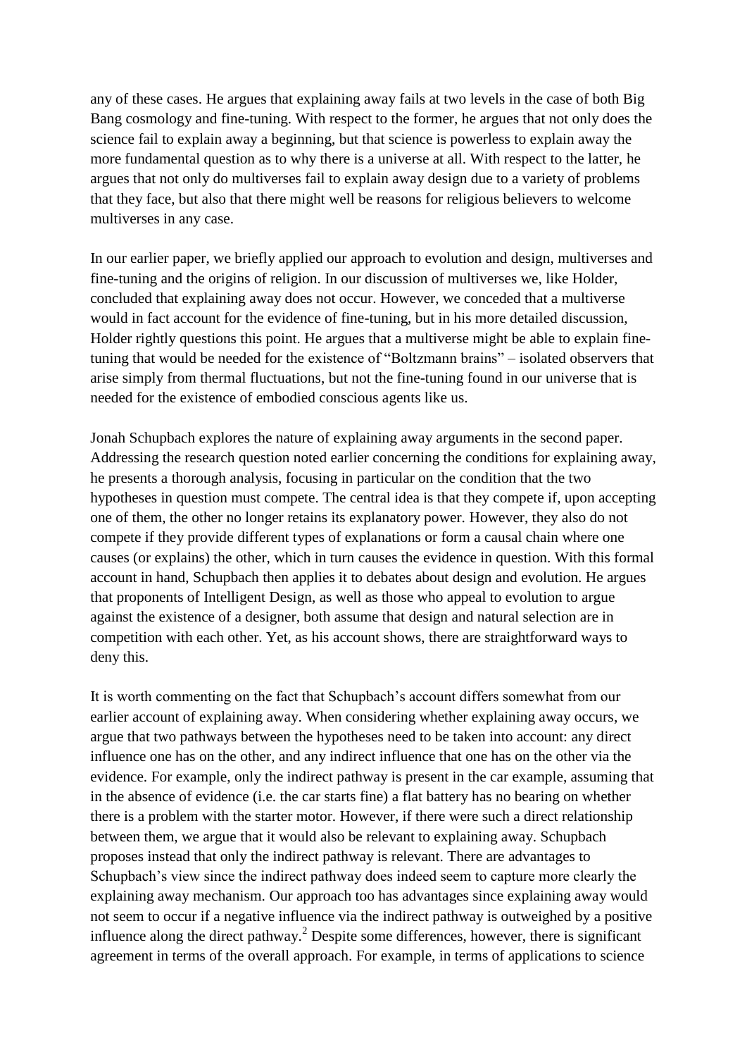any of these cases. He argues that explaining away fails at two levels in the case of both Big Bang cosmology and fine-tuning. With respect to the former, he argues that not only does the science fail to explain away a beginning, but that science is powerless to explain away the more fundamental question as to why there is a universe at all. With respect to the latter, he argues that not only do multiverses fail to explain away design due to a variety of problems that they face, but also that there might well be reasons for religious believers to welcome multiverses in any case.

In our earlier paper, we briefly applied our approach to evolution and design, multiverses and fine-tuning and the origins of religion. In our discussion of multiverses we, like Holder, concluded that explaining away does not occur. However, we conceded that a multiverse would in fact account for the evidence of fine-tuning, but in his more detailed discussion, Holder rightly questions this point. He argues that a multiverse might be able to explain fine-tuning that would be needed for the existence of "Boltzmann brains" – isolated observers that arise simply from thermal fluctuations, but not the fine-tuning found in our universe that is needed for the existence of embodied conscious agents like us.

Jonah Schupbach explores the nature of explaining away arguments in the second paper. Addressing the research question noted earlier concerning the conditions for explaining away, he presents a thorough analysis, focusing in particular on the condition that the two hypotheses in question must compete. The central idea is that they compete if, upon accepting one of them, the other no longer retains its explanatory power. However, they also do not compete if they provide different types of explanations or form a causal chain where one causes (or explains) the other, which in turn causes the evidence in question. With this formal account in hand, Schupbach then applies it to debates about design and evolution. He argues that proponents of Intelligent Design, as well as those who appeal to evolution to argue against the existence of a designer, both assume that design and natural selection are in competition with each other. Yet, as his account shows, there are straightforward ways to deny this.

It is worth commenting on the fact that Schupbach's account differs somewhat from our earlier account of explaining away. When considering whether explaining away occurs, we argue that two pathways between the hypotheses need to be taken into account: any direct influence one has on the other, and any indirect influence that one has on the other via the evidence. For example, only the indirect pathway is present in the car example, assuming that in the absence of evidence (i.e. the car starts fine) a flat battery has no bearing on whether there is a problem with the starter motor. However, if there were such a direct relationship between them, we argue that it would also be relevant to explaining away. Schupbach proposes instead that only the indirect pathway is relevant. There are advantages to Schupbach's view since the indirect pathway does indeed seem to capture more clearly the explaining away mechanism. Our approach too has advantages since explaining away would not seem to occur if a negative influence via the indirect pathway is outweighed by a positive influence along the direct pathway.[2] Despite some differences, however, there is significant agreement in terms of the overall approach. For example, in terms of applications to science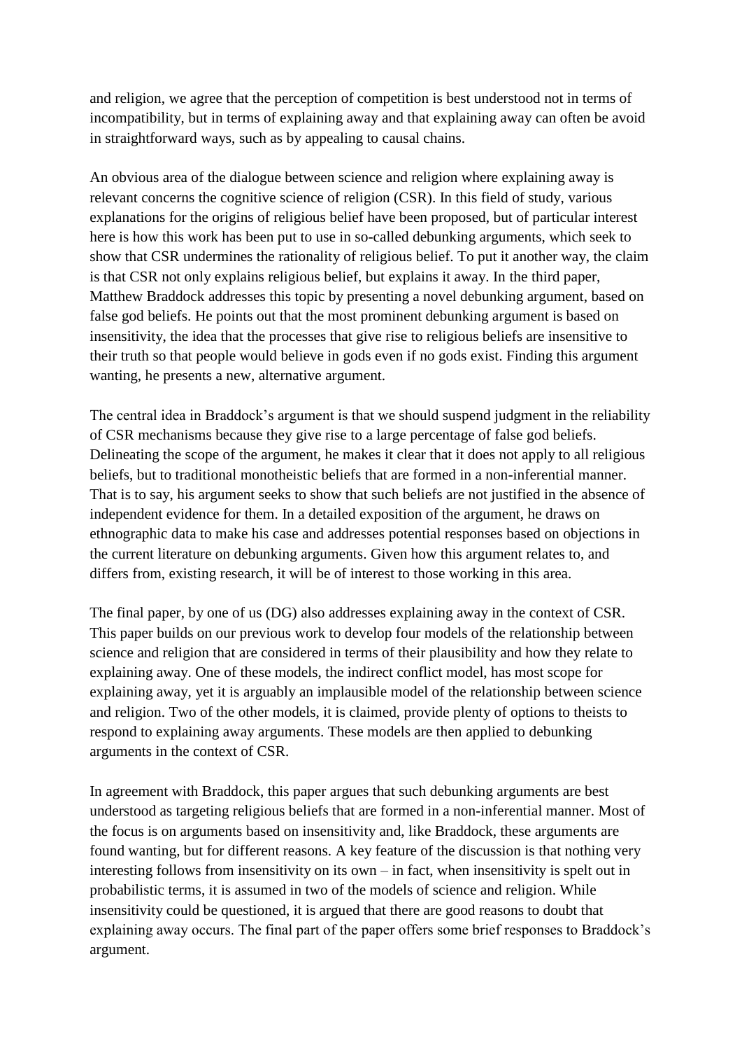and religion, we agree that the perception of competition is best understood not in terms of incompatibility, but in terms of explaining away and that explaining away can often be avoid in straightforward ways, such as by appealing to causal chains.

An obvious area of the dialogue between science and religion where explaining away is relevant concerns the cognitive science of religion (CSR). In this field of study, various explanations for the origins of religious belief have been proposed, but of particular interest here is how this work has been put to use in so-called debunking arguments, which seek to show that CSR undermines the rationality of religious belief. To put it another way, the claim is that CSR not only explains religious belief, but explains it away. In the third paper, Matthew Braddock addresses this topic by presenting a novel debunking argument, based on false god beliefs. He points out that the most prominent debunking argument is based on insensitivity, the idea that the processes that give rise to religious beliefs are insensitive to their truth so that people would believe in gods even if no gods exist. Finding this argument wanting, he presents a new, alternative argument.

The central idea in Braddock's argument is that we should suspend judgment in the reliability of CSR mechanisms because they give rise to a large percentage of false god beliefs. Delineating the scope of the argument, he makes it clear that it does not apply to all religious beliefs, but to traditional monotheistic beliefs that are formed in a non-inferential manner. That is to say, his argument seeks to show that such beliefs are not justified in the absence of independent evidence for them. In a detailed exposition of the argument, he draws on ethnographic data to make his case and addresses potential responses based on objections in the current literature on debunking arguments. Given how this argument relates to, and differs from, existing research, it will be of interest to those working in this area.

The final paper, by one of us (DG) also addresses explaining away in the context of CSR. This paper builds on our previous work to develop four models of the relationship between science and religion that are considered in terms of their plausibility and how they relate to explaining away. One of these models, the indirect conflict model, has most scope for explaining away, yet it is arguably an implausible model of the relationship between science and religion. Two of the other models, it is claimed, provide plenty of options to theists to respond to explaining away arguments. These models are then applied to debunking arguments in the context of CSR.

In agreement with Braddock, this paper argues that such debunking arguments are best understood as targeting religious beliefs that are formed in a non-inferential manner. Most of the focus is on arguments based on insensitivity and, like Braddock, these arguments are found wanting, but for different reasons. A key feature of the discussion is that nothing very interesting follows from insensitivity on its own – in fact, when insensitivity is spelt out in probabilistic terms, it is assumed in two of the models of science and religion. While insensitivity could be questioned, it is argued that there are good reasons to doubt that explaining away occurs. The final part of the paper offers some brief responses to Braddock's argument.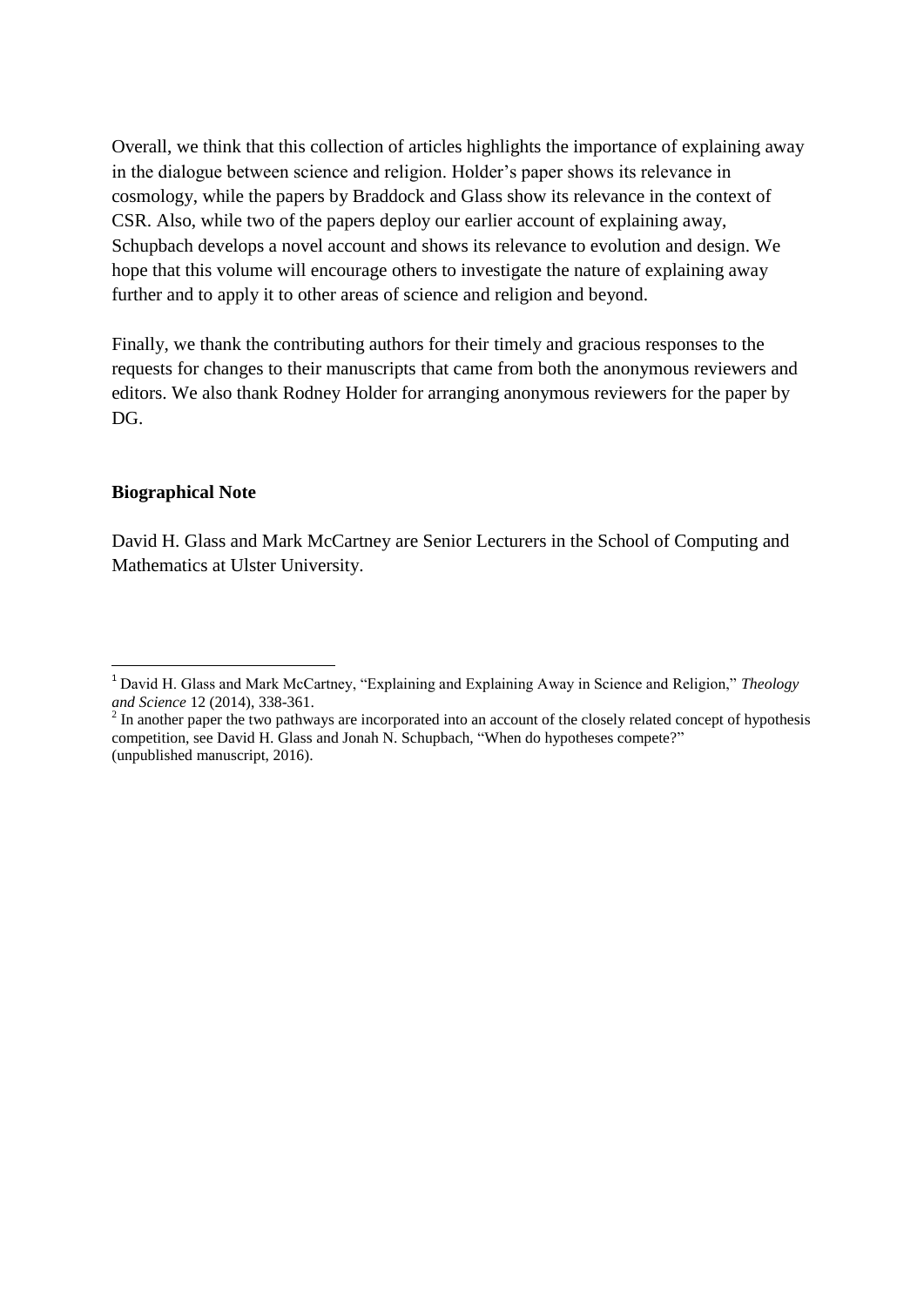Overall, we think that this collection of articles highlights the importance of explaining away in the dialogue between science and religion. Holder's paper shows its relevance in cosmology, while the papers by Braddock and Glass show its relevance in the context of CSR. Also, while two of the papers deploy our earlier account of explaining away, Schupbach develops a novel account and shows its relevance to evolution and design. We hope that this volume will encourage others to investigate the nature of explaining away further and to apply it to other areas of science and religion and beyond.

Finally, we thank the contributing authors for their timely and gracious responses to the requests for changes to their manuscripts that came from both the anonymous reviewers and editors. We also thank Rodney Holder for arranging anonymous reviewers for the paper by DG.

**Biographical Note**

David H. Glass and Mark McCartney are Senior Lecturers in the School of Computing and Mathematics at Ulster University.

---

[1] David H. Glass and Mark McCartney, "Explaining and Explaining Away in Science and Religion," *Theology and Science* 12 (2014), 338-361.

[2] In another paper the two pathways are incorporated into an account of the closely related concept of hypothesis competition, see David H. Glass and Jonah N. Schupbach, "When do hypotheses compete?" (unpublished manuscript, 2016).